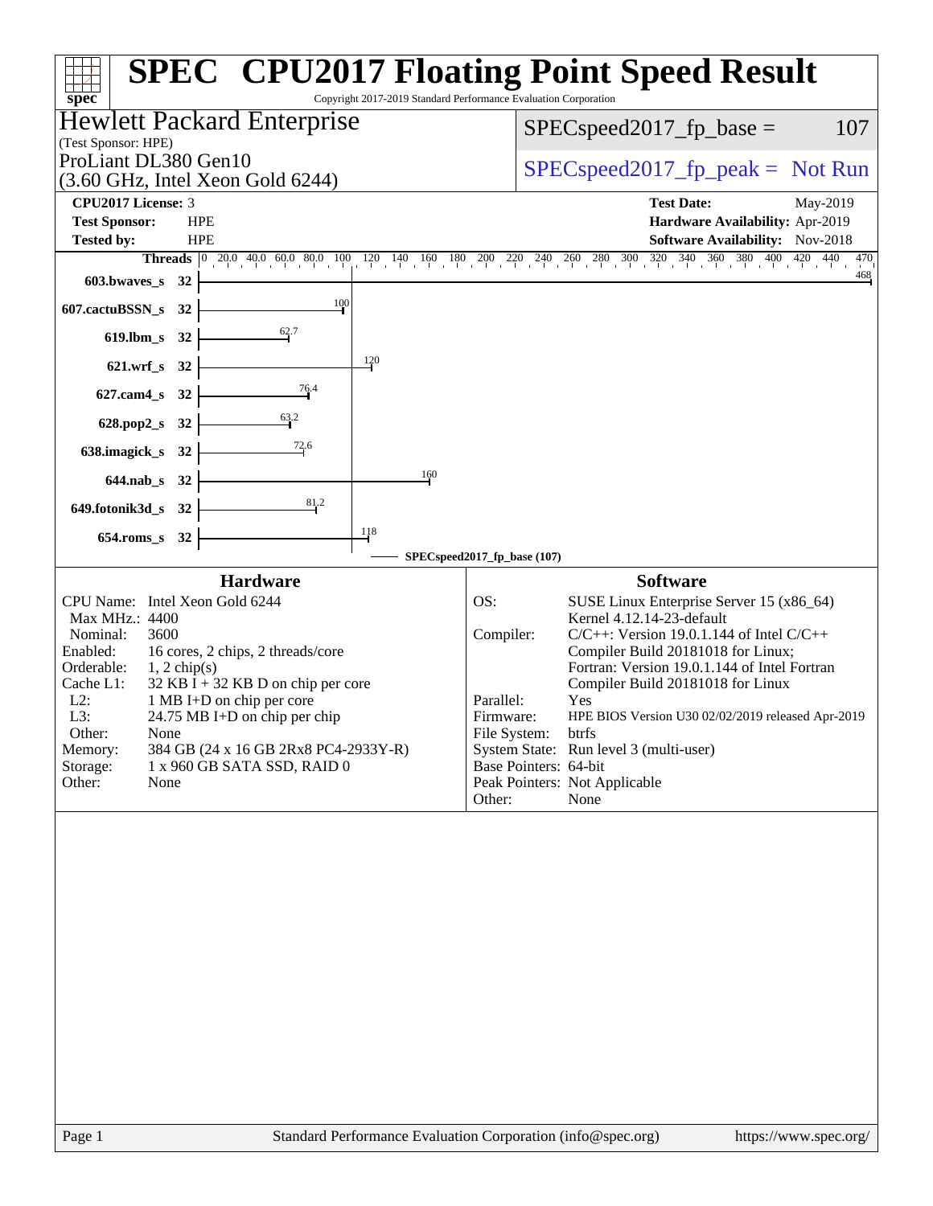# SPEC® CPU2017 Floating Point Speed Result

Copyright 2017-2019 Standard Performance Evaluation Corporation

**Hewlett Packard Enterprise**
(Test Sponsor: HPE)

ProLiant DL380 Gen10
(3.60 GHz, Intel Xeon Gold 6244)

SPECspeed2017_fp_base = 107

SPECspeed2017_fp_peak = Not Run

| | | | |
|---|---|---|---|
| **CPU2017 License:** | 3 | **Test Date:** | May-2019 |
| **Test Sponsor:** | HPE | **Hardware Availability:** | Apr-2019 |
| **Tested by:** | HPE | **Software Availability:** | Nov-2018 |

| Benchmark | Threads | Base |
|---|---|---|
| 603.bwaves_s | 32 | 468 |
| 607.cactuBSSN_s | 32 | 100 |
| 619.lbm_s | 32 | 62.7 |
| 621.wrf_s | 32 | 120 |
| 627.cam4_s | 32 | 76.4 |
| 628.pop2_s | 32 | 63.2 |
| 638.imagick_s | 32 | 72.6 |
| 644.nab_s | 32 | 160 |
| 649.fotonik3d_s | 32 | 81.2 |
| 654.roms_s | 32 | 118 |

SPECspeed2017_fp_base (107)

## Hardware

| | |
|---|---|
| CPU Name: | Intel Xeon Gold 6244 |
| Max MHz.: | 4400 |
| Nominal: | 3600 |
| Enabled: | 16 cores, 2 chips, 2 threads/core |
| Orderable: | 1, 2 chip(s) |
| Cache L1: | 32 KB I + 32 KB D on chip per core |
| L2: | 1 MB I+D on chip per core |
| L3: | 24.75 MB I+D on chip per chip |
| Other: | None |
| Memory: | 384 GB (24 x 16 GB 2Rx8 PC4-2933Y-R) |
| Storage: | 1 x 960 GB SATA SSD, RAID 0 |
| Other: | None |

## Software

| | |
|---|---|
| OS: | SUSE Linux Enterprise Server 15 (x86_64) Kernel 4.12.14-23-default |
| Compiler: | C/C++: Version 19.0.1.144 of Intel C/C++ Compiler Build 20181018 for Linux; Fortran: Version 19.0.1.144 of Intel Fortran Compiler Build 20181018 for Linux |
| Parallel: | Yes |
| Firmware: | HPE BIOS Version U30 02/02/2019 released Apr-2019 |
| File System: | btrfs |
| System State: | Run level 3 (multi-user) |
| Base Pointers: | 64-bit |
| Peak Pointers: | Not Applicable |
| Other: | None |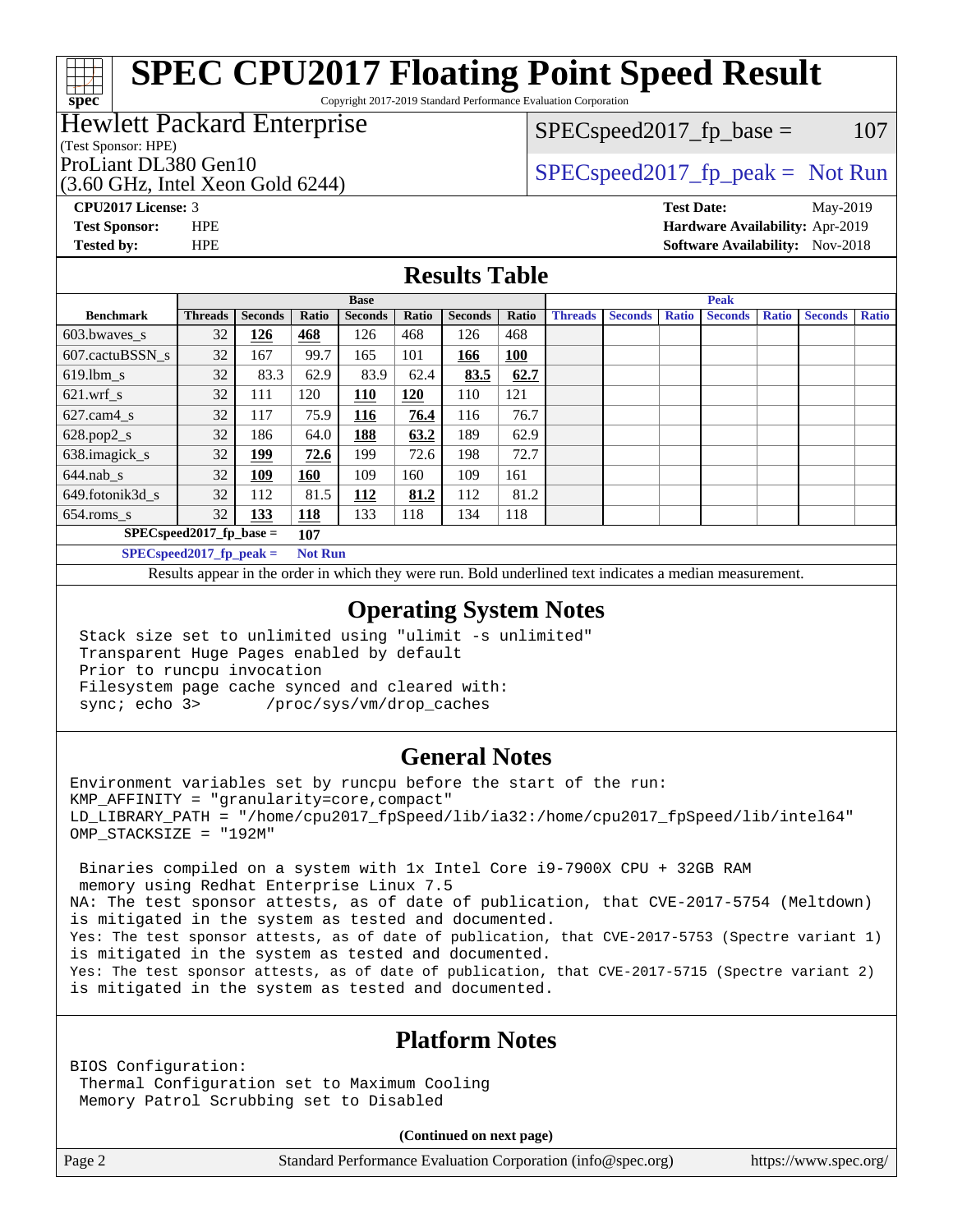# SPEC CPU2017 Floating Point Speed Result

Copyright 2017-2019 Standard Performance Evaluation Corporation

**Hewlett Packard Enterprise**
(Test Sponsor: HPE)

ProLiant DL380 Gen10
(3.60 GHz, Intel Xeon Gold 6244)

SPECspeed2017_fp_base = 107

SPECspeed2017_fp_peak = Not Run

**CPU2017 License:** 3
**Test Sponsor:** HPE
**Tested by:** HPE

**Test Date:** May-2019
**Hardware Availability:** Apr-2019
**Software Availability:** Nov-2018

## Results Table

| Benchmark | Base | | | | | | | Peak | | | | | | |
|---|---|---|---|---|---|---|---|---|---|---|---|---|---|---|
| | Threads | Seconds | Ratio | Seconds | Ratio | Seconds | Ratio | Threads | Seconds | Ratio | Seconds | Ratio | Seconds | Ratio |
| 603.bwaves_s | 32 | **126** | **468** | 126 | 468 | 126 | 468 | | | | | | | |
| 607.cactuBSSN_s | 32 | 167 | 99.7 | 165 | 101 | **166** | **100** | | | | | | | |
| 619.lbm_s | 32 | 83.3 | 62.9 | 83.9 | 62.4 | **83.5** | **62.7** | | | | | | | |
| 621.wrf_s | 32 | 111 | 120 | **110** | **120** | 110 | 121 | | | | | | | |
| 627.cam4_s | 32 | 117 | 75.9 | **116** | **76.4** | 116 | 76.7 | | | | | | | |
| 628.pop2_s | 32 | 186 | 64.0 | **188** | **63.2** | 189 | 62.9 | | | | | | | |
| 638.imagick_s | 32 | **199** | **72.6** | 199 | 72.6 | 198 | 72.7 | | | | | | | |
| 644.nab_s | 32 | **109** | **160** | 109 | 160 | 109 | 161 | | | | | | | |
| 649.fotonik3d_s | 32 | 112 | 81.5 | **112** | **81.2** | 112 | 81.2 | | | | | | | |
| 654.roms_s | 32 | **133** | **118** | 133 | 118 | 134 | 118 | | | | | | | |

**SPECspeed2017_fp_base =** **107**

**SPECspeed2017_fp_peak =** **Not Run**

Results appear in the order in which they were run. Bold underlined text indicates a median measurement.

## Operating System Notes

```
Stack size set to unlimited using "ulimit -s unlimited"
Transparent Huge Pages enabled by default
Prior to runcpu invocation
Filesystem page cache synced and cleared with:
sync; echo 3>       /proc/sys/vm/drop_caches
```

## General Notes

```
Environment variables set by runcpu before the start of the run:
KMP_AFFINITY = "granularity=core,compact"
LD_LIBRARY_PATH = "/home/cpu2017_fpSpeed/lib/ia32:/home/cpu2017_fpSpeed/lib/intel64"
OMP_STACKSIZE = "192M"

 Binaries compiled on a system with 1x Intel Core i9-7900X CPU + 32GB RAM
 memory using Redhat Enterprise Linux 7.5
NA: The test sponsor attests, as of date of publication, that CVE-2017-5754 (Meltdown)
is mitigated in the system as tested and documented.
Yes: The test sponsor attests, as of date of publication, that CVE-2017-5753 (Spectre variant 1)
is mitigated in the system as tested and documented.
Yes: The test sponsor attests, as of date of publication, that CVE-2017-5715 (Spectre variant 2)
is mitigated in the system as tested and documented.
```

## Platform Notes

```
BIOS Configuration:
 Thermal Configuration set to Maximum Cooling
 Memory Patrol Scrubbing set to Disabled
```

**(Continued on next page)**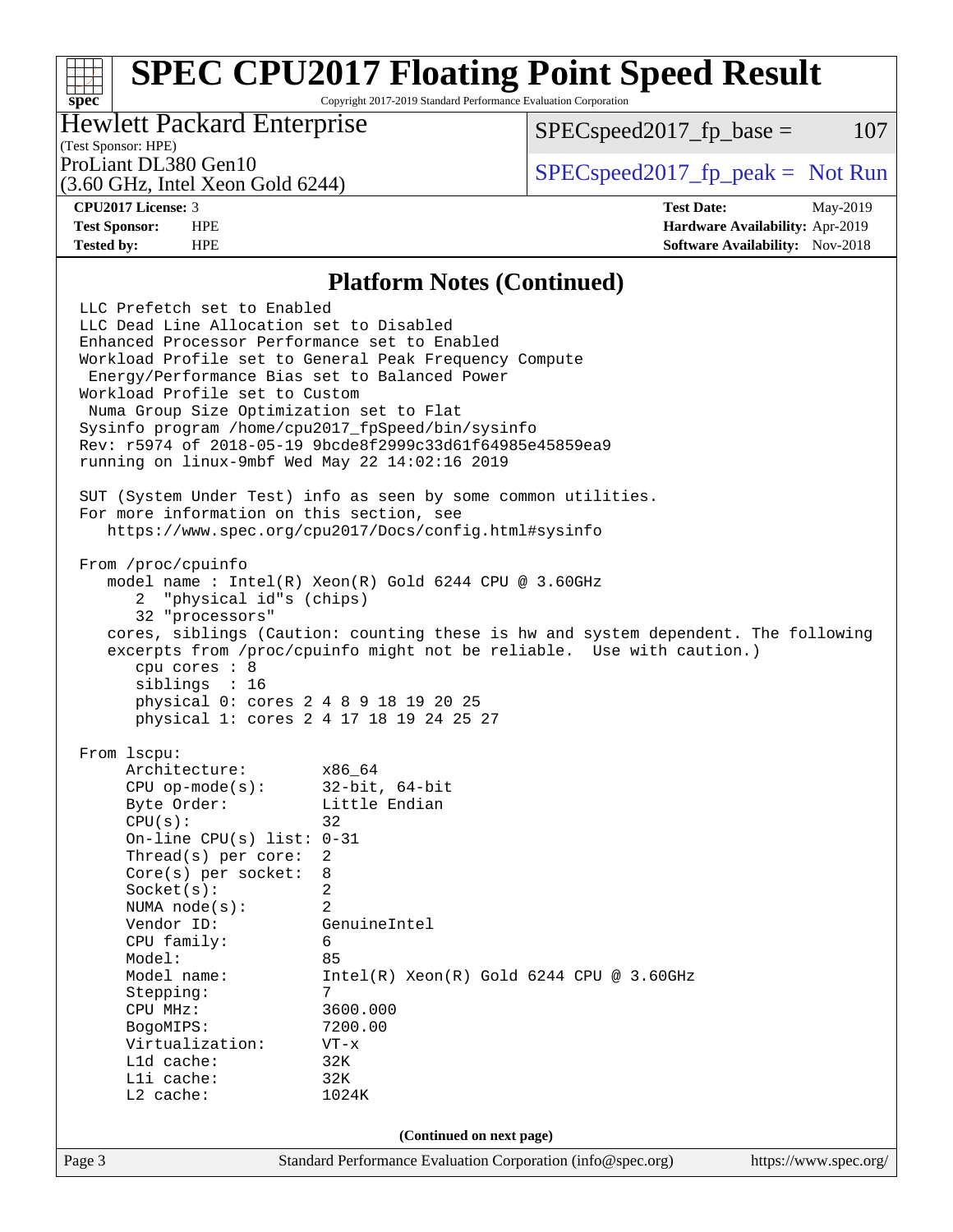# SPEC CPU2017 Floating Point Speed Result

Copyright 2017-2019 Standard Performance Evaluation Corporation

**Hewlett Packard Enterprise**
(Test Sponsor: HPE)

ProLiant DL380 Gen10
(3.60 GHz, Intel Xeon Gold 6244)

SPECspeed2017_fp_base = 107

SPECspeed2017_fp_peak = Not Run

| | | | |
|---|---|---|---|
| **CPU2017 License:** | 3 | **Test Date:** | May-2019 |
| **Test Sponsor:** | HPE | **Hardware Availability:** | Apr-2019 |
| **Tested by:** | HPE | **Software Availability:** | Nov-2018 |

## Platform Notes (Continued)

```
LLC Prefetch set to Enabled
LLC Dead Line Allocation set to Disabled
Enhanced Processor Performance set to Enabled
Workload Profile set to General Peak Frequency Compute
 Energy/Performance Bias set to Balanced Power
Workload Profile set to Custom
 Numa Group Size Optimization set to Flat
Sysinfo program /home/cpu2017_fpSpeed/bin/sysinfo
Rev: r5974 of 2018-05-19 9bcde8f2999c33d61f64985e45859ea9
running on linux-9mbf Wed May 22 14:02:16 2019

SUT (System Under Test) info as seen by some common utilities.
For more information on this section, see
   https://www.spec.org/cpu2017/Docs/config.html#sysinfo

From /proc/cpuinfo
   model name : Intel(R) Xeon(R) Gold 6244 CPU @ 3.60GHz
      2  "physical id"s (chips)
      32 "processors"
   cores, siblings (Caution: counting these is hw and system dependent. The following
   excerpts from /proc/cpuinfo might not be reliable.  Use with caution.)
      cpu cores : 8
      siblings  : 16
      physical 0: cores 2 4 8 9 18 19 20 25
      physical 1: cores 2 4 17 18 19 24 25 27

From lscpu:
     Architecture:        x86_64
     CPU op-mode(s):      32-bit, 64-bit
     Byte Order:          Little Endian
     CPU(s):              32
     On-line CPU(s) list: 0-31
     Thread(s) per core:  2
     Core(s) per socket:  8
     Socket(s):           2
     NUMA node(s):        2
     Vendor ID:           GenuineIntel
     CPU family:          6
     Model:               85
     Model name:          Intel(R) Xeon(R) Gold 6244 CPU @ 3.60GHz
     Stepping:            7
     CPU MHz:             3600.000
     BogoMIPS:            7200.00
     Virtualization:      VT-x
     L1d cache:           32K
     L1i cache:           32K
     L2 cache:            1024K
```

(Continued on next page)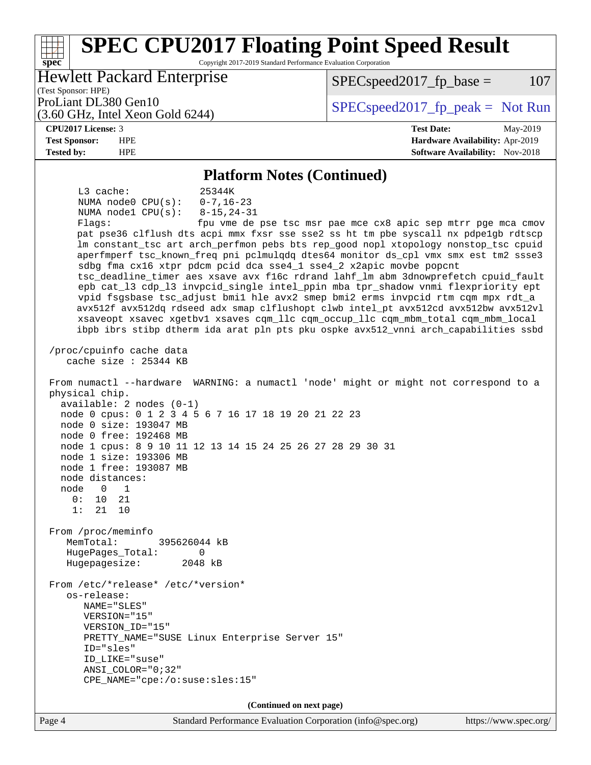## Platform Notes (Continued)

```
     L3 cache:              25344K
     NUMA node0 CPU(s):     0-7,16-23
     NUMA node1 CPU(s):     8-15,24-31
     Flags:                 fpu vme de pse tsc msr pae mce cx8 apic sep mtrr pge mca cmov
     pat pse36 clflush dts acpi mmx fxsr sse sse2 ss ht tm pbe syscall nx pdpe1gb rdtscp
     lm constant_tsc art arch_perfmon pebs bts rep_good nopl xtopology nonstop_tsc cpuid
     aperfmperf tsc_known_freq pni pclmulqdq dtes64 monitor ds_cpl vmx smx est tm2 ssse3
     sdbg fma cx16 xtpr pdcm pcid dca sse4_1 sse4_2 x2apic movbe popcnt
     tsc_deadline_timer aes xsave avx f16c rdrand lahf_lm abm 3dnowprefetch cpuid_fault
     epb cat_l3 cdp_l3 invpcid_single intel_ppin mba tpr_shadow vnmi flexpriority ept
     vpid fsgsbase tsc_adjust bmi1 hle avx2 smep bmi2 erms invpcid rtm cqm mpx rdt_a
     avx512f avx512dq rdseed adx smap clflushopt clwb intel_pt avx512cd avx512bw avx512vl
     xsaveopt xsavec xgetbv1 xsaves cqm_llc cqm_occup_llc cqm_mbm_total cqm_mbm_local
     ibpb ibrs stibp dtherm ida arat pln pts pku ospke avx512_vnni arch_capabilities ssbd

 /proc/cpuinfo cache data
    cache size : 25344 KB

 From numactl --hardware  WARNING: a numactl 'node' might or might not correspond to a
 physical chip.
   available: 2 nodes (0-1)
   node 0 cpus: 0 1 2 3 4 5 6 7 16 17 18 19 20 21 22 23
   node 0 size: 193047 MB
   node 0 free: 192468 MB
   node 1 cpus: 8 9 10 11 12 13 14 15 24 25 26 27 28 29 30 31
   node 1 size: 193306 MB
   node 1 free: 193087 MB
   node distances:
   node   0   1
     0:  10  21
     1:  21  10

 From /proc/meminfo
    MemTotal:       395626044 kB
    HugePages_Total:       0
    Hugepagesize:       2048 kB

 From /etc/*release* /etc/*version*
    os-release:
       NAME="SLES"
       VERSION="15"
       VERSION_ID="15"
       PRETTY_NAME="SUSE Linux Enterprise Server 15"
       ID="sles"
       ID_LIKE="suse"
       ANSI_COLOR="0;32"
       CPE_NAME="cpe:/o:suse:sles:15"
```

**(Continued on next page)**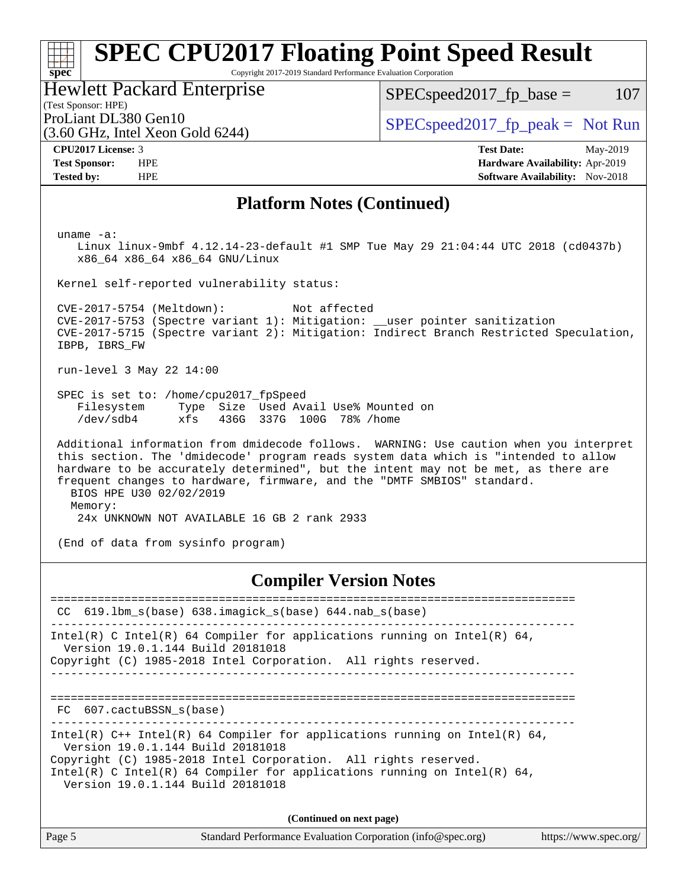# SPEC CPU2017 Floating Point Speed Result

Copyright 2017-2019 Standard Performance Evaluation Corporation

**Hewlett Packard Enterprise**
(Test Sponsor: HPE)
ProLiant DL380 Gen10
(3.60 GHz, Intel Xeon Gold 6244)

SPECspeed2017_fp_base = 107
SPECspeed2017_fp_peak = Not Run

| | | | |
|---|---|---|---|
| **CPU2017 License:** | 3 | **Test Date:** | May-2019 |
| **Test Sponsor:** | HPE | **Hardware Availability:** | Apr-2019 |
| **Tested by:** | HPE | **Software Availability:** | Nov-2018 |

## Platform Notes (Continued)

```
 uname -a:
    Linux linux-9mbf 4.12.14-23-default #1 SMP Tue May 29 21:04:44 UTC 2018 (cd0437b)
    x86_64 x86_64 x86_64 GNU/Linux

 Kernel self-reported vulnerability status:

 CVE-2017-5754 (Meltdown):          Not affected
 CVE-2017-5753 (Spectre variant 1): Mitigation: __user pointer sanitization
 CVE-2017-5715 (Spectre variant 2): Mitigation: Indirect Branch Restricted Speculation,
 IBPB, IBRS_FW

 run-level 3 May 22 14:00

 SPEC is set to: /home/cpu2017_fpSpeed
    Filesystem     Type  Size  Used Avail Use% Mounted on
    /dev/sdb4      xfs   436G  337G  100G  78% /home

 Additional information from dmidecode follows.  WARNING: Use caution when you interpret
 this section. The 'dmidecode' program reads system data which is "intended to allow
 hardware to be accurately determined", but the intent may not be met, as there are
 frequent changes to hardware, firmware, and the "DMTF SMBIOS" standard.
   BIOS HPE U30 02/02/2019
   Memory:
    24x UNKNOWN NOT AVAILABLE 16 GB 2 rank 2933

 (End of data from sysinfo program)
```

## Compiler Version Notes

```
==============================================================================
 CC  619.lbm_s(base) 638.imagick_s(base) 644.nab_s(base)
------------------------------------------------------------------------------
Intel(R) C Intel(R) 64 Compiler for applications running on Intel(R) 64,
  Version 19.0.1.144 Build 20181018
Copyright (C) 1985-2018 Intel Corporation.  All rights reserved.
------------------------------------------------------------------------------

==============================================================================
 FC  607.cactuBSSN_s(base)
------------------------------------------------------------------------------
Intel(R) C++ Intel(R) 64 Compiler for applications running on Intel(R) 64,
  Version 19.0.1.144 Build 20181018
Copyright (C) 1985-2018 Intel Corporation.  All rights reserved.
Intel(R) C Intel(R) 64 Compiler for applications running on Intel(R) 64,
  Version 19.0.1.144 Build 20181018
```

**(Continued on next page)**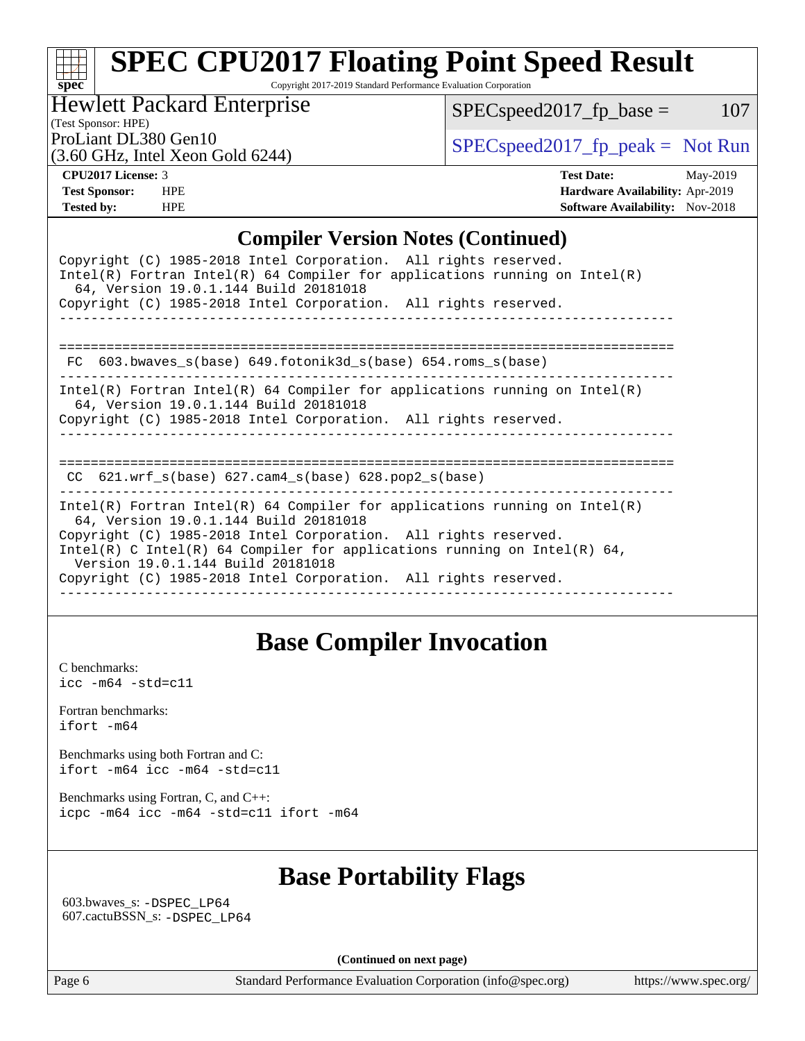## Compiler Version Notes (Continued)

```
Copyright (C) 1985-2018 Intel Corporation.  All rights reserved.
Intel(R) Fortran Intel(R) 64 Compiler for applications running on Intel(R)
  64, Version 19.0.1.144 Build 20181018
Copyright (C) 1985-2018 Intel Corporation.  All rights reserved.
------------------------------------------------------------------------------

==============================================================================
 FC  603.bwaves_s(base) 649.fotonik3d_s(base) 654.roms_s(base)
------------------------------------------------------------------------------
Intel(R) Fortran Intel(R) 64 Compiler for applications running on Intel(R)
  64, Version 19.0.1.144 Build 20181018
Copyright (C) 1985-2018 Intel Corporation.  All rights reserved.
------------------------------------------------------------------------------

==============================================================================
 CC  621.wrf_s(base) 627.cam4_s(base) 628.pop2_s(base)
------------------------------------------------------------------------------
Intel(R) Fortran Intel(R) 64 Compiler for applications running on Intel(R)
  64, Version 19.0.1.144 Build 20181018
Copyright (C) 1985-2018 Intel Corporation.  All rights reserved.
Intel(R) C Intel(R) 64 Compiler for applications running on Intel(R) 64,
  Version 19.0.1.144 Build 20181018
Copyright (C) 1985-2018 Intel Corporation.  All rights reserved.
------------------------------------------------------------------------------
```

## Base Compiler Invocation

C benchmarks:
`icc -m64 -std=c11`

Fortran benchmarks:
`ifort -m64`

Benchmarks using both Fortran and C:
`ifort -m64 icc -m64 -std=c11`

Benchmarks using Fortran, C, and C++:
`icpc -m64 icc -m64 -std=c11 ifort -m64`

## Base Portability Flags

603.bwaves_s: `-DSPEC_LP64`
607.cactuBSSN_s: `-DSPEC_LP64`

**(Continued on next page)**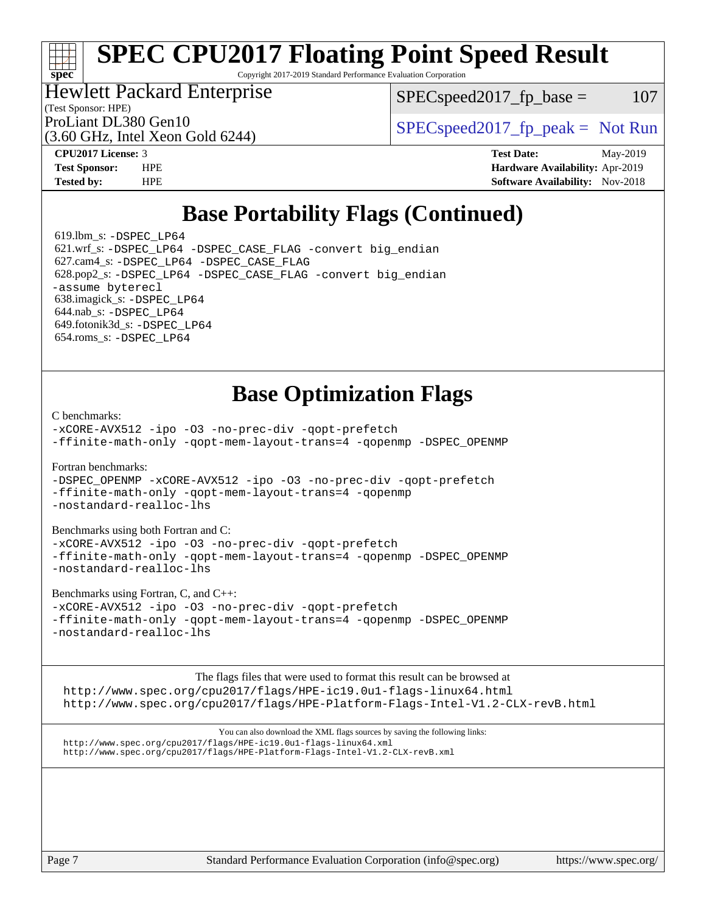# SPEC CPU2017 Floating Point Speed Result

Copyright 2017-2019 Standard Performance Evaluation Corporation

Hewlett Packard Enterprise
(Test Sponsor: HPE)
ProLiant DL380 Gen10
(3.60 GHz, Intel Xeon Gold 6244)

SPECspeed2017_fp_base = 107

SPECspeed2017_fp_peak = Not Run

| | | | |
|---|---|---|---|
| **CPU2017 License:** | 3 | **Test Date:** | May-2019 |
| **Test Sponsor:** | HPE | **Hardware Availability:** | Apr-2019 |
| **Tested by:** | HPE | **Software Availability:** | Nov-2018 |

## Base Portability Flags (Continued)

619.lbm_s: -DSPEC_LP64
621.wrf_s: -DSPEC_LP64 -DSPEC_CASE_FLAG -convert big_endian
627.cam4_s: -DSPEC_LP64 -DSPEC_CASE_FLAG
628.pop2_s: -DSPEC_LP64 -DSPEC_CASE_FLAG -convert big_endian -assume byterecl
638.imagick_s: -DSPEC_LP64
644.nab_s: -DSPEC_LP64
649.fotonik3d_s: -DSPEC_LP64
654.roms_s: -DSPEC_LP64

## Base Optimization Flags

C benchmarks:
-xCORE-AVX512 -ipo -O3 -no-prec-div -qopt-prefetch -ffinite-math-only -qopt-mem-layout-trans=4 -qopenmp -DSPEC_OPENMP

Fortran benchmarks:
-DSPEC_OPENMP -xCORE-AVX512 -ipo -O3 -no-prec-div -qopt-prefetch -ffinite-math-only -qopt-mem-layout-trans=4 -qopenmp -nostandard-realloc-lhs

Benchmarks using both Fortran and C:
-xCORE-AVX512 -ipo -O3 -no-prec-div -qopt-prefetch -ffinite-math-only -qopt-mem-layout-trans=4 -qopenmp -DSPEC_OPENMP -nostandard-realloc-lhs

Benchmarks using Fortran, C, and C++:
-xCORE-AVX512 -ipo -O3 -no-prec-div -qopt-prefetch -ffinite-math-only -qopt-mem-layout-trans=4 -qopenmp -DSPEC_OPENMP -nostandard-realloc-lhs

The flags files that were used to format this result can be browsed at
http://www.spec.org/cpu2017/flags/HPE-ic19.0u1-flags-linux64.html
http://www.spec.org/cpu2017/flags/HPE-Platform-Flags-Intel-V1.2-CLX-revB.html

You can also download the XML flags sources by saving the following links:
http://www.spec.org/cpu2017/flags/HPE-ic19.0u1-flags-linux64.xml
http://www.spec.org/cpu2017/flags/HPE-Platform-Flags-Intel-V1.2-CLX-revB.xml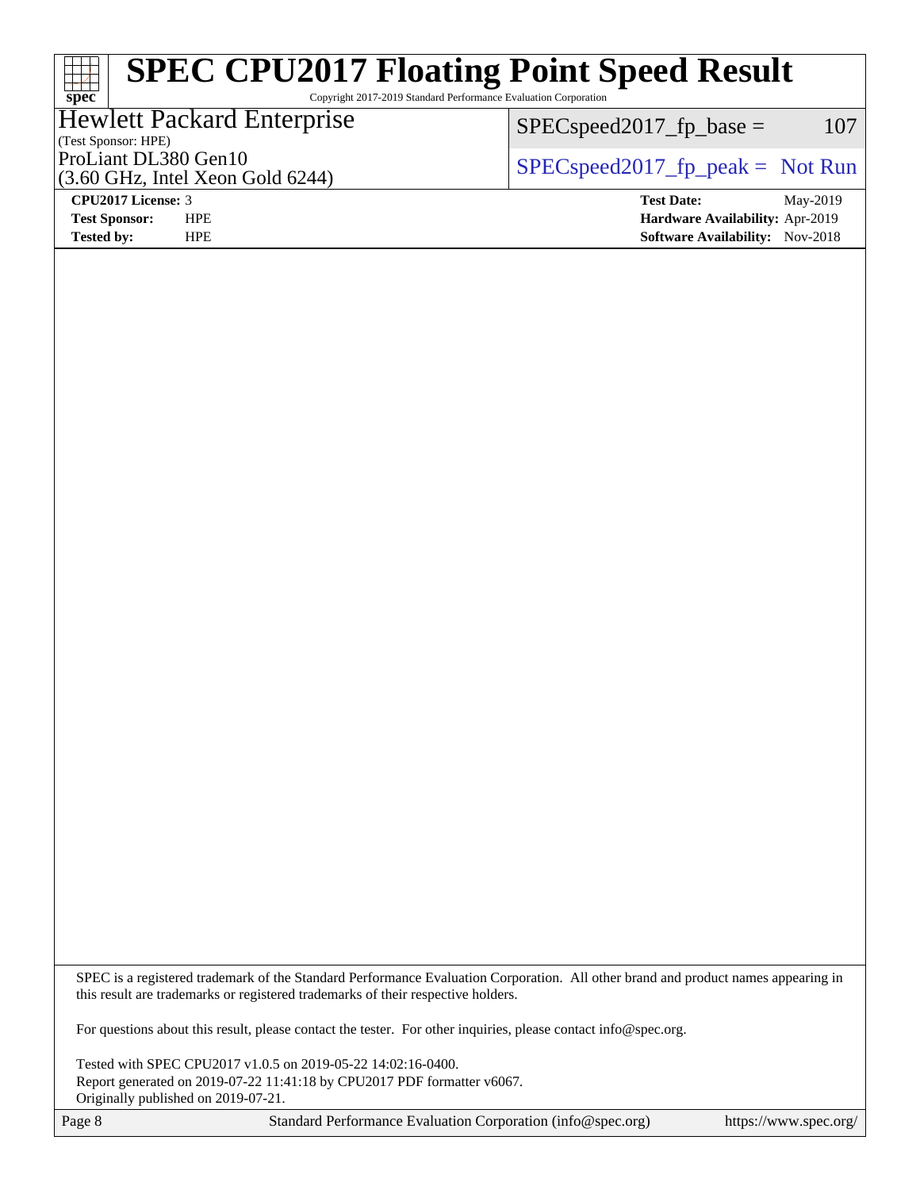# SPEC CPU2017 Floating Point Speed Result

Copyright 2017-2019 Standard Performance Evaluation Corporation

Hewlett Packard Enterprise
(Test Sponsor: HPE)
ProLiant DL380 Gen10
(3.60 GHz, Intel Xeon Gold 6244)

SPECspeed2017_fp_base = 107

SPECspeed2017_fp_peak = Not Run

**CPU2017 License:** 3
**Test Sponsor:** HPE
**Tested by:** HPE

**Test Date:** May-2019
**Hardware Availability:** Apr-2019
**Software Availability:** Nov-2018

SPEC is a registered trademark of the Standard Performance Evaluation Corporation. All other brand and product names appearing in this result are trademarks or registered trademarks of their respective holders.

For questions about this result, please contact the tester. For other inquiries, please contact info@spec.org.

Tested with SPEC CPU2017 v1.0.5 on 2019-05-22 14:02:16-0400.
Report generated on 2019-07-22 11:41:18 by CPU2017 PDF formatter v6067.
Originally published on 2019-07-21.